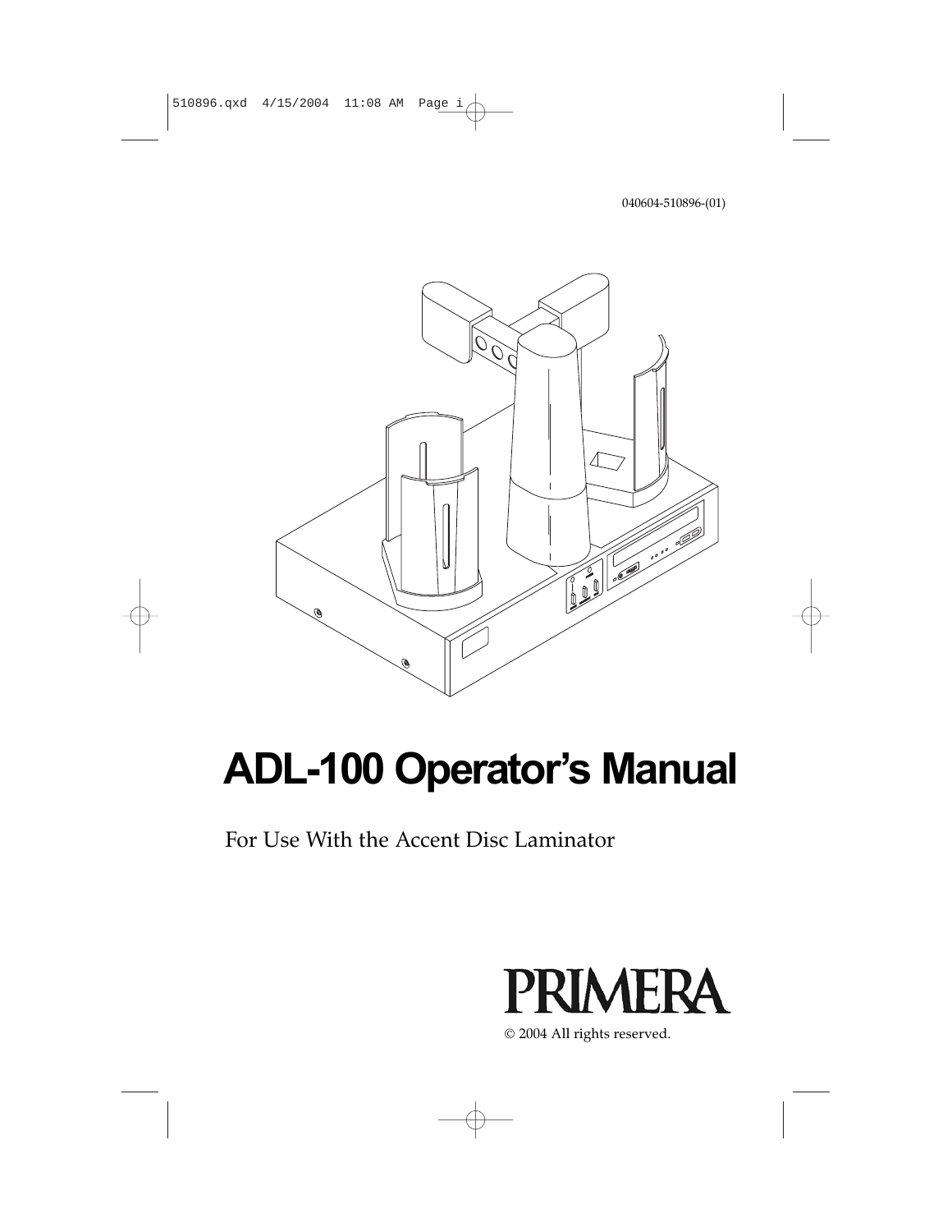040604-510896-(01)

# ADL-100 Operator's Manual

For Use With the Accent Disc Laminator

PRIMERA

© 2004 All rights reserved.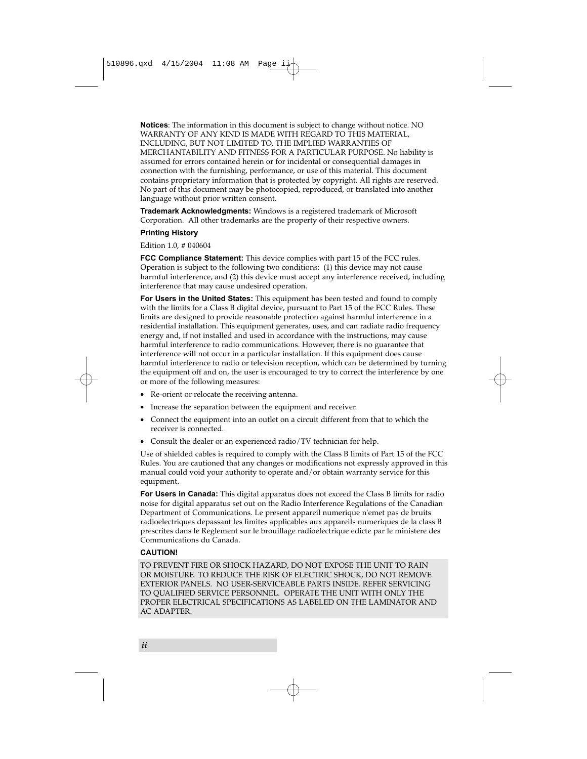**Notices**: The information in this document is subject to change without notice. NO WARRANTY OF ANY KIND IS MADE WITH REGARD TO THIS MATERIAL, INCLUDING, BUT NOT LIMITED TO, THE IMPLIED WARRANTIES OF MERCHANTABILITY AND FITNESS FOR A PARTICULAR PURPOSE. No liability is assumed for errors contained herein or for incidental or consequential damages in connection with the furnishing, performance, or use of this material. This document contains proprietary information that is protected by copyright. All rights are reserved. No part of this document may be photocopied, reproduced, or translated into another language without prior written consent.

**Trademark Acknowledgments:** Windows is a registered trademark of Microsoft Corporation. All other trademarks are the property of their respective owners.

**Printing History**

Edition 1.0, # 040604

**FCC Compliance Statement:** This device complies with part 15 of the FCC rules. Operation is subject to the following two conditions: (1) this device may not cause harmful interference, and (2) this device must accept any interference received, including interference that may cause undesired operation.

**For Users in the United States:** This equipment has been tested and found to comply with the limits for a Class B digital device, pursuant to Part 15 of the FCC Rules. These limits are designed to provide reasonable protection against harmful interference in a residential installation. This equipment generates, uses, and can radiate radio frequency energy and, if not installed and used in accordance with the instructions, may cause harmful interference to radio communications. However, there is no guarantee that interference will not occur in a particular installation. If this equipment does cause harmful interference to radio or television reception, which can be determined by turning the equipment off and on, the user is encouraged to try to correct the interference by one or more of the following measures:

- Re-orient or relocate the receiving antenna.
- Increase the separation between the equipment and receiver.
- Connect the equipment into an outlet on a circuit different from that to which the receiver is connected.
- Consult the dealer or an experienced radio/TV technician for help.

Use of shielded cables is required to comply with the Class B limits of Part 15 of the FCC Rules. You are cautioned that any changes or modifications not expressly approved in this manual could void your authority to operate and/or obtain warranty service for this equipment.

**For Users in Canada:** This digital apparatus does not exceed the Class B limits for radio noise for digital apparatus set out on the Radio Interference Regulations of the Canadian Department of Communications. Le present appareil numerique n'emet pas de bruits radioelectriques depassant les limites applicables aux appareils numeriques de la class B prescrites dans le Reglement sur le brouillage radioelectrique edicte par le ministere des Communications du Canada.

**CAUTION!**

TO PREVENT FIRE OR SHOCK HAZARD, DO NOT EXPOSE THE UNIT TO RAIN OR MOISTURE. TO REDUCE THE RISK OF ELECTRIC SHOCK, DO NOT REMOVE EXTERIOR PANELS. NO USER-SERVICEABLE PARTS INSIDE. REFER SERVICING TO QUALIFIED SERVICE PERSONNEL. OPERATE THE UNIT WITH ONLY THE PROPER ELECTRICAL SPECIFICATIONS AS LABELED ON THE LAMINATOR AND AC ADAPTER.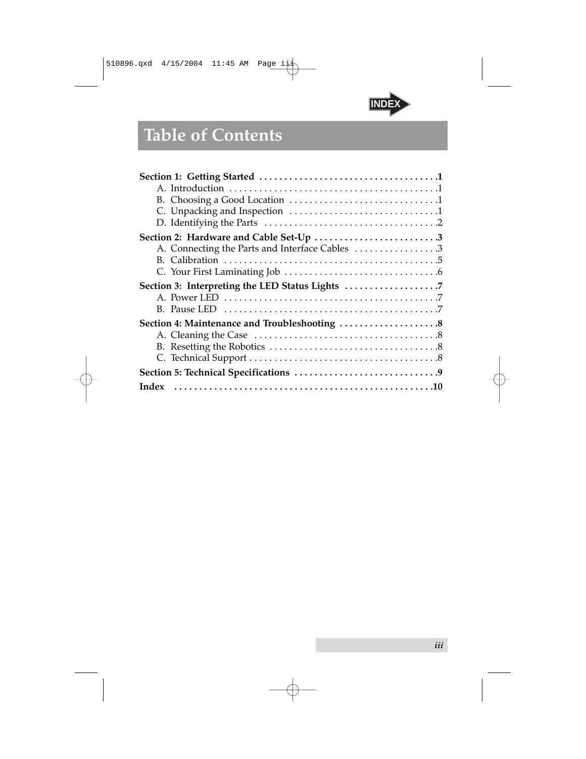INDEX

# Table of Contents

**Section 1: Getting Started** .................................... **1**
- A. Introduction .......................................... 1
- B. Choosing a Good Location .............................. 1
- C. Unpacking and Inspection .............................. 1
- D. Identifying the Parts ................................. 2

**Section 2: Hardware and Cable Set-Up** ......................... **3**
- A. Connecting the Parts and Interface Cables ............. 3
- B. Calibration ........................................... 5
- C. Your First Laminating Job ............................. 6

**Section 3: Interpreting the LED Status Lights** ................ **7**
- A. Power LED ............................................. 7
- B. Pause LED ............................................. 7

**Section 4: Maintenance and Troubleshooting** ................... **8**
- A. Cleaning the Case ..................................... 8
- B. Resetting the Robotics ................................ 8
- C. Technical Support ..................................... 8

**Section 5: Technical Specifications** .......................... **9**

**Index** ......................................................... **10**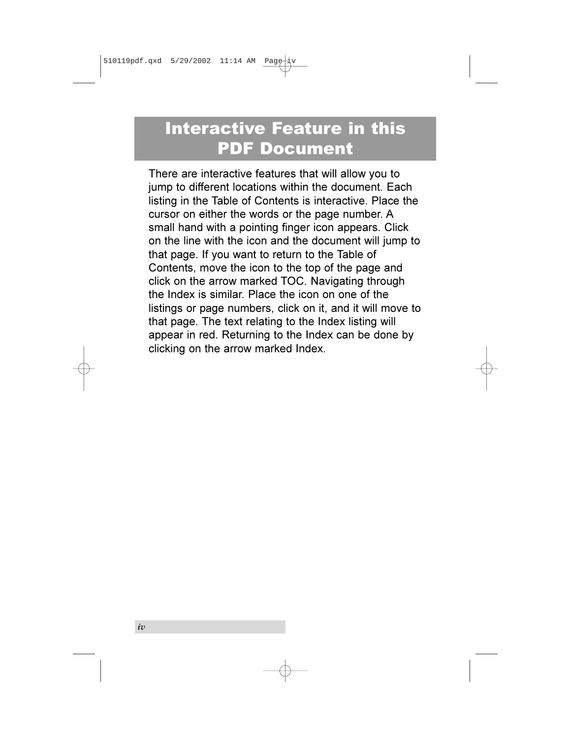# Interactive Feature in this PDF Document

There are interactive features that will allow you to jump to different locations within the document. Each listing in the Table of Contents is interactive. Place the cursor on either the words or the page number. A small hand with a pointing finger icon appears. Click on the line with the icon and the document will jump to that page. If you want to return to the Table of Contents, move the icon to the top of the page and click on the arrow marked TOC. Navigating through the Index is similar. Place the icon on one of the listings or page numbers, click on it, and it will move to that page. The text relating to the Index listing will appear in red. Returning to the Index can be done by clicking on the arrow marked Index.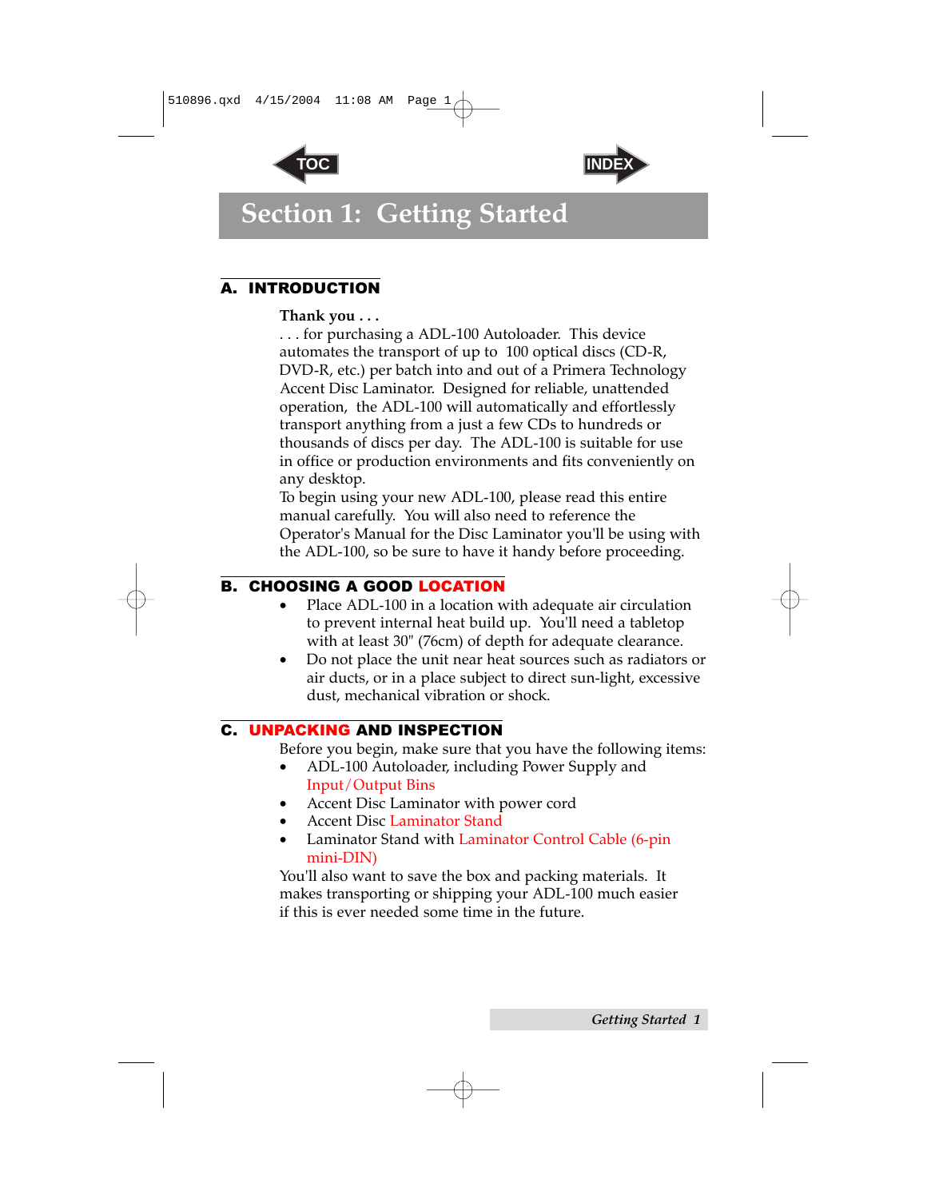# Section 1: Getting Started

## A. INTRODUCTION

**Thank you . . .**

. . . for purchasing a ADL-100 Autoloader. This device automates the transport of up to 100 optical discs (CD-R, DVD-R, etc.) per batch into and out of a Primera Technology Accent Disc Laminator. Designed for reliable, unattended operation, the ADL-100 will automatically and effortlessly transport anything from a just a few CDs to hundreds or thousands of discs per day. The ADL-100 is suitable for use in office or production environments and fits conveniently on any desktop.

To begin using your new ADL-100, please read this entire manual carefully. You will also need to reference the Operator's Manual for the Disc Laminator you'll be using with the ADL-100, so be sure to have it handy before proceeding.

## B. CHOOSING A GOOD LOCATION

- Place ADL-100 in a location with adequate air circulation to prevent internal heat build up. You'll need a tabletop with at least 30" (76cm) of depth for adequate clearance.
- Do not place the unit near heat sources such as radiators or air ducts, or in a place subject to direct sun-light, excessive dust, mechanical vibration or shock.

## C. UNPACKING AND INSPECTION

Before you begin, make sure that you have the following items:

- ADL-100 Autoloader, including Power Supply and Input/Output Bins
- Accent Disc Laminator with power cord
- Accent Disc Laminator Stand
- Laminator Stand with Laminator Control Cable (6-pin mini-DIN)

You'll also want to save the box and packing materials. It makes transporting or shipping your ADL-100 much easier if this is ever needed some time in the future.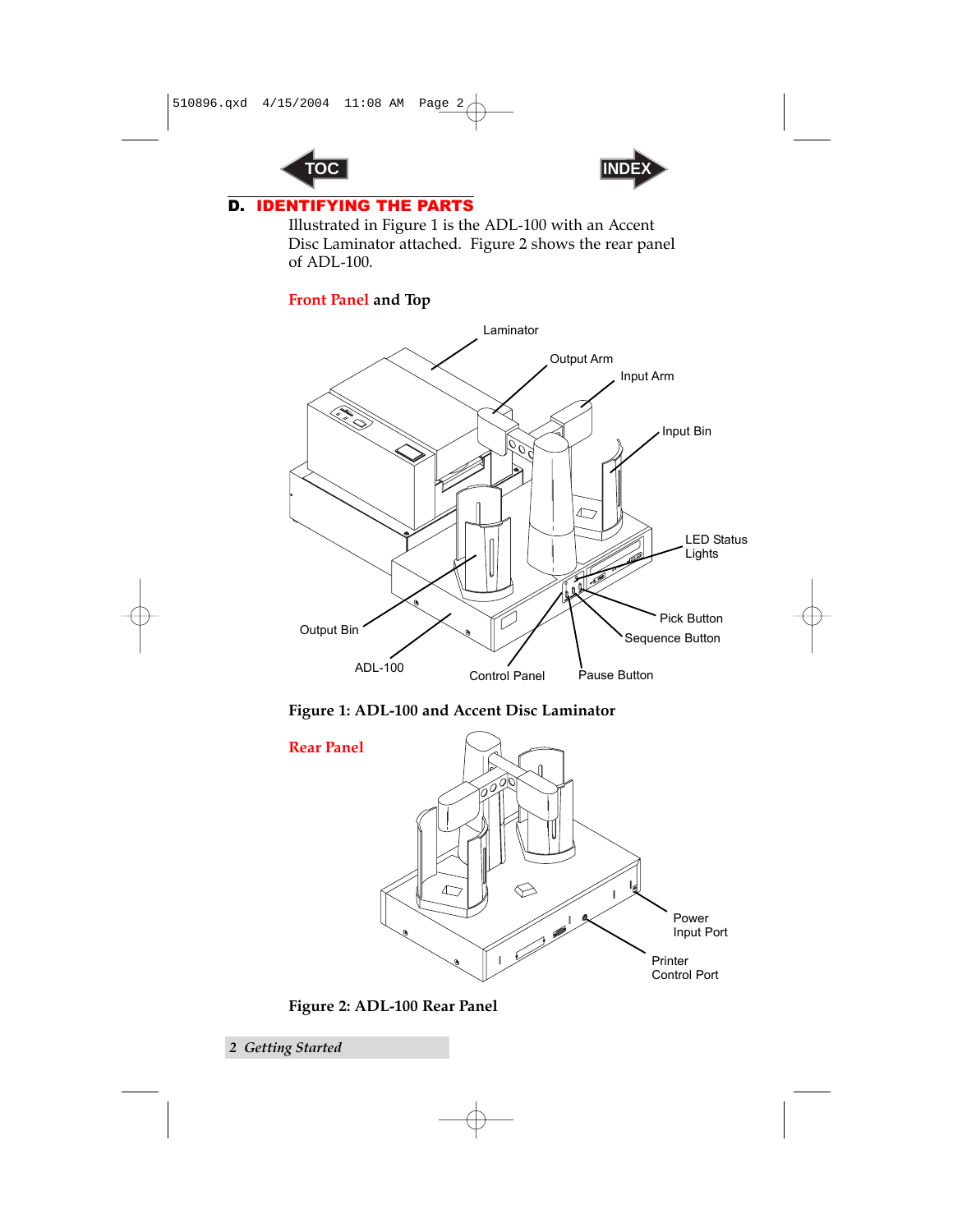## D. IDENTIFYING THE PARTS

Illustrated in Figure 1 is the ADL-100 with an Accent Disc Laminator attached. Figure 2 shows the rear panel of ADL-100.

### Front Panel and Top

Laminator

Output Arm

Input Arm

Input Bin

LED Status Lights

Pick Button

Sequence Button

Output Bin

ADL-100

Control Panel

Pause Button

**Figure 1: ADL-100 and Accent Disc Laminator**

### Rear Panel

Power Input Port

Printer Control Port

**Figure 2: ADL-100 Rear Panel**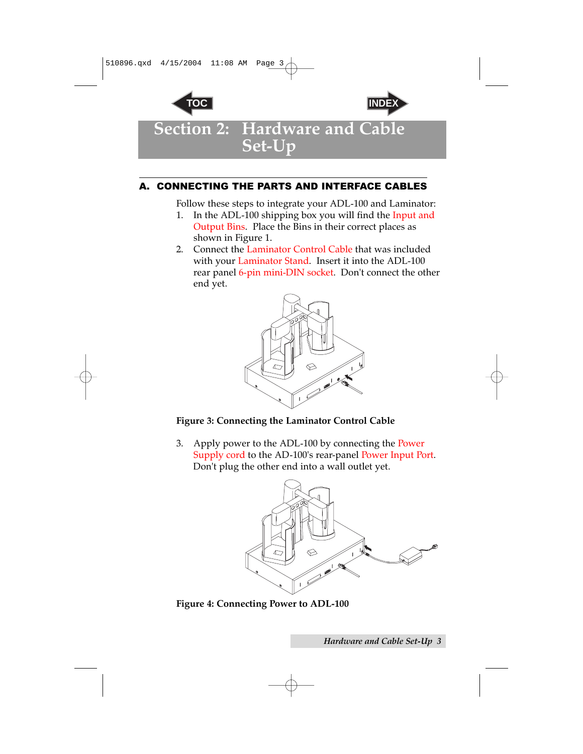# Section 2: Hardware and Cable Set-Up

## A. CONNECTING THE PARTS AND INTERFACE CABLES

Follow these steps to integrate your ADL-100 and Laminator:

1. In the ADL-100 shipping box you will find the Input and Output Bins. Place the Bins in their correct places as shown in Figure 1.
2. Connect the Laminator Control Cable that was included with your Laminator Stand. Insert it into the ADL-100 rear panel 6-pin mini-DIN socket. Don't connect the other end yet.

**Figure 3: Connecting the Laminator Control Cable**

3. Apply power to the ADL-100 by connecting the Power Supply cord to the AD-100's rear-panel Power Input Port. Don't plug the other end into a wall outlet yet.

**Figure 4: Connecting Power to ADL-100**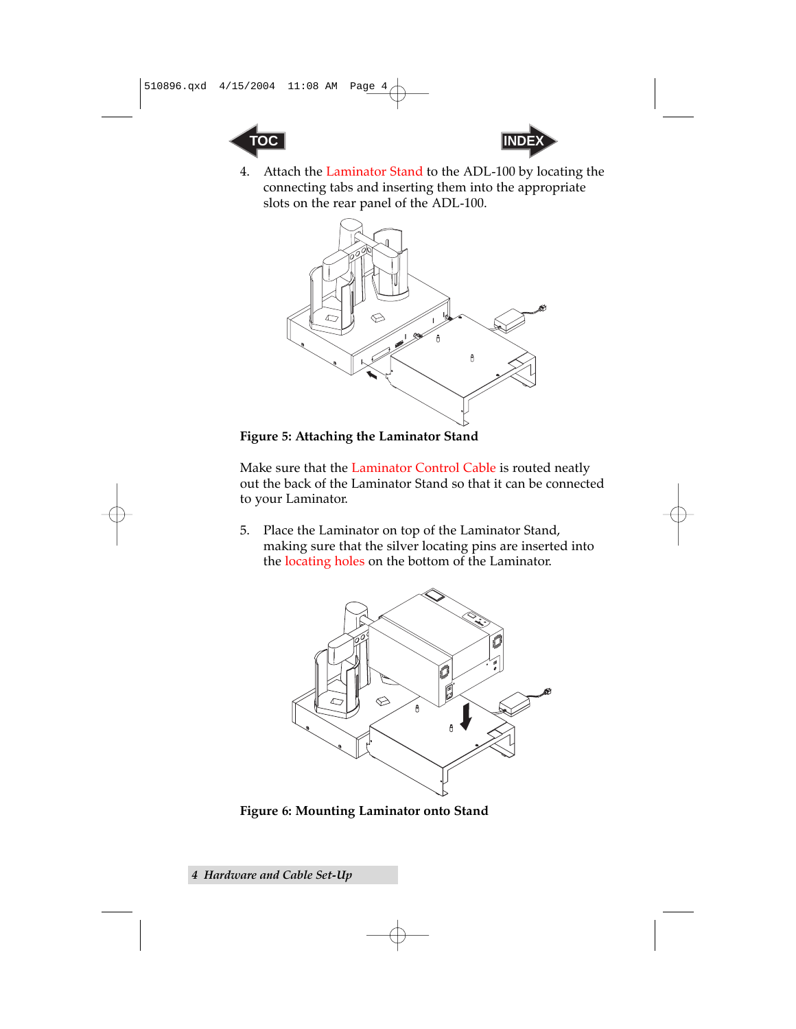4. Attach the Laminator Stand to the ADL-100 by locating the connecting tabs and inserting them into the appropriate slots on the rear panel of the ADL-100.

**Figure 5: Attaching the Laminator Stand**

Make sure that the Laminator Control Cable is routed neatly out the back of the Laminator Stand so that it can be connected to your Laminator.

5. Place the Laminator on top of the Laminator Stand, making sure that the silver locating pins are inserted into the locating holes on the bottom of the Laminator.

**Figure 6: Mounting Laminator onto Stand**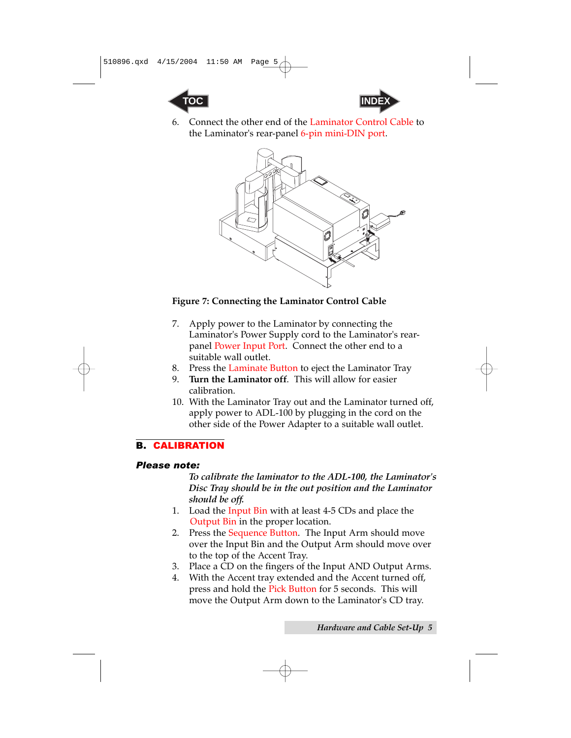6. Connect the other end of the Laminator Control Cable to the Laminator's rear-panel 6-pin mini-DIN port.

**Figure 7: Connecting the Laminator Control Cable**

7. Apply power to the Laminator by connecting the Laminator's Power Supply cord to the Laminator's rear-panel Power Input Port. Connect the other end to a suitable wall outlet.
8. Press the Laminate Button to eject the Laminator Tray
9. **Turn the Laminator off**. This will allow for easier calibration.
10. With the Laminator Tray out and the Laminator turned off, apply power to ADL-100 by plugging in the cord on the other side of the Power Adapter to a suitable wall outlet.

## B. CALIBRATION

***Please note:***

*To calibrate the laminator to the ADL-100, the Laminator's Disc Tray should be in the out position and the Laminator should be off.*

1. Load the Input Bin with at least 4-5 CDs and place the Output Bin in the proper location.
2. Press the Sequence Button. The Input Arm should move over the Input Bin and the Output Arm should move over to the top of the Accent Tray.
3. Place a CD on the fingers of the Input AND Output Arms.
4. With the Accent tray extended and the Accent turned off, press and hold the Pick Button for 5 seconds. This will move the Output Arm down to the Laminator's CD tray.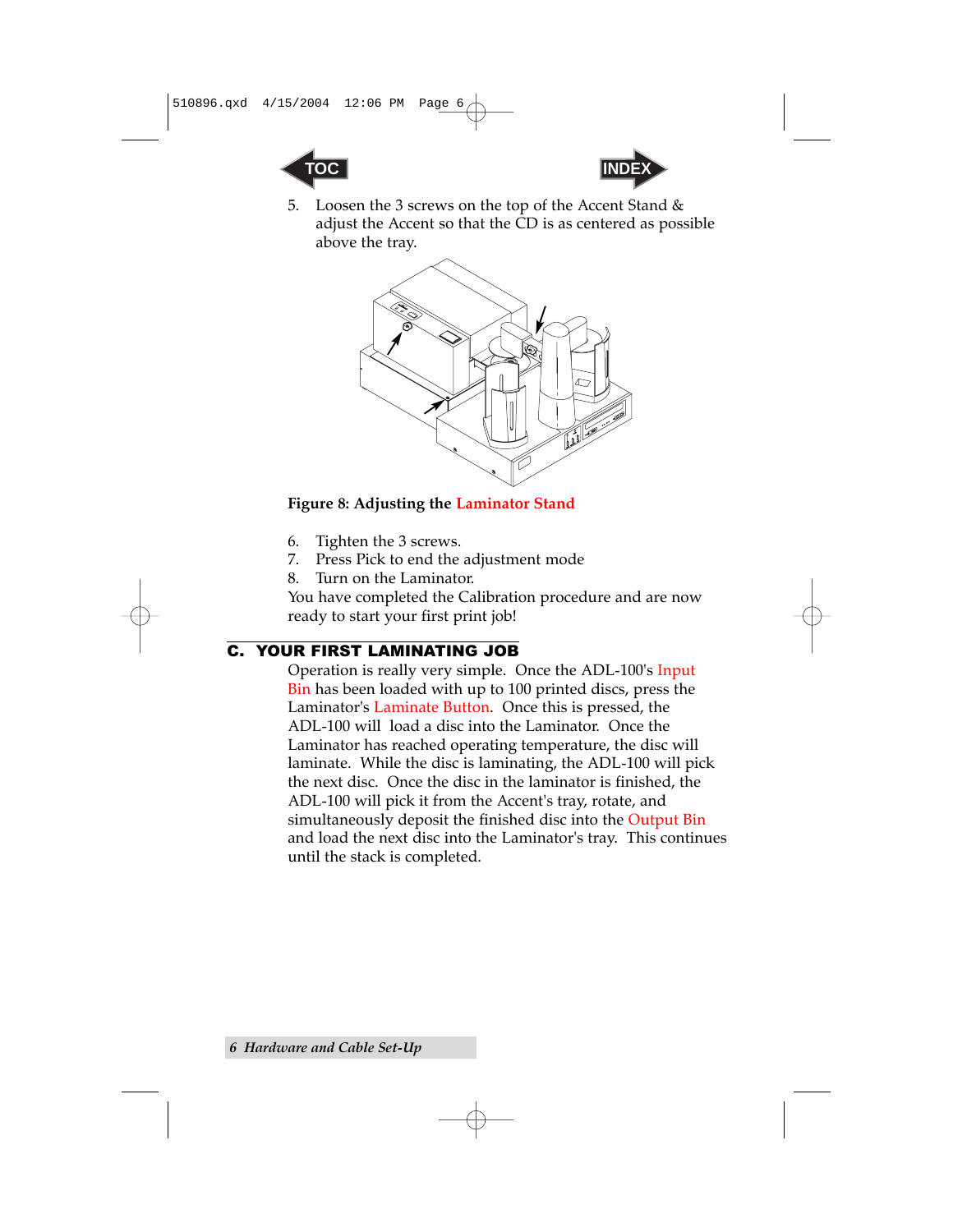5. Loosen the 3 screws on the top of the Accent Stand & adjust the Accent so that the CD is as centered as possible above the tray.

**Figure 8: Adjusting the Laminator Stand**

6. Tighten the 3 screws.
7. Press Pick to end the adjustment mode
8. Turn on the Laminator.

You have completed the Calibration procedure and are now ready to start your first print job!

## C. YOUR FIRST LAMINATING JOB

Operation is really very simple. Once the ADL-100's Input Bin has been loaded with up to 100 printed discs, press the Laminator's Laminate Button. Once this is pressed, the ADL-100 will load a disc into the Laminator. Once the Laminator has reached operating temperature, the disc will laminate. While the disc is laminating, the ADL-100 will pick the next disc. Once the disc in the laminator is finished, the ADL-100 will pick it from the Accent's tray, rotate, and simultaneously deposit the finished disc into the Output Bin and load the next disc into the Laminator's tray. This continues until the stack is completed.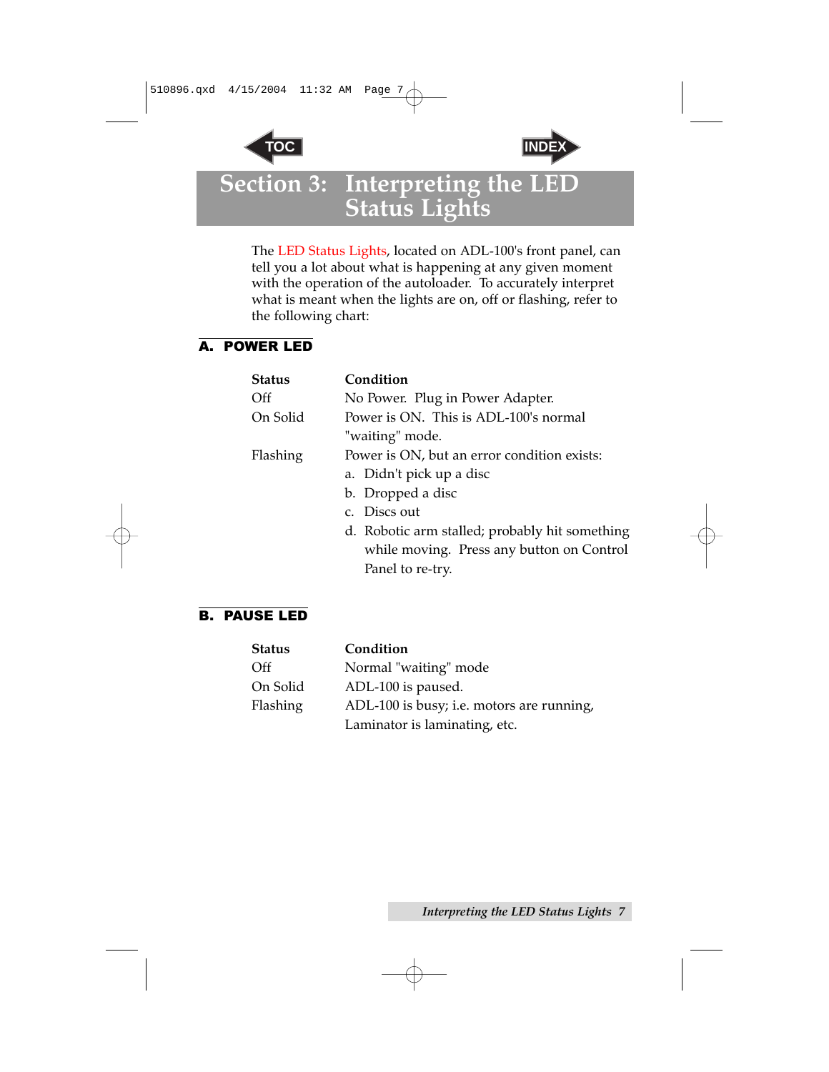# Section 3: Interpreting the LED Status Lights

The LED Status Lights, located on ADL-100's front panel, can tell you a lot about what is happening at any given moment with the operation of the autoloader. To accurately interpret what is meant when the lights are on, off or flashing, refer to the following chart:

## A. POWER LED

| Status | Condition |
|---|---|
| Off | No Power. Plug in Power Adapter. |
| On Solid | Power is ON. This is ADL-100's normal "waiting" mode. |
| Flashing | Power is ON, but an error condition exists:<br>a. Didn't pick up a disc<br>b. Dropped a disc<br>c. Discs out<br>d. Robotic arm stalled; probably hit something while moving. Press any button on Control Panel to re-try. |

## B. PAUSE LED

| Status | Condition |
|---|---|
| Off | Normal "waiting" mode |
| On Solid | ADL-100 is paused. |
| Flashing | ADL-100 is busy; i.e. motors are running, Laminator is laminating, etc. |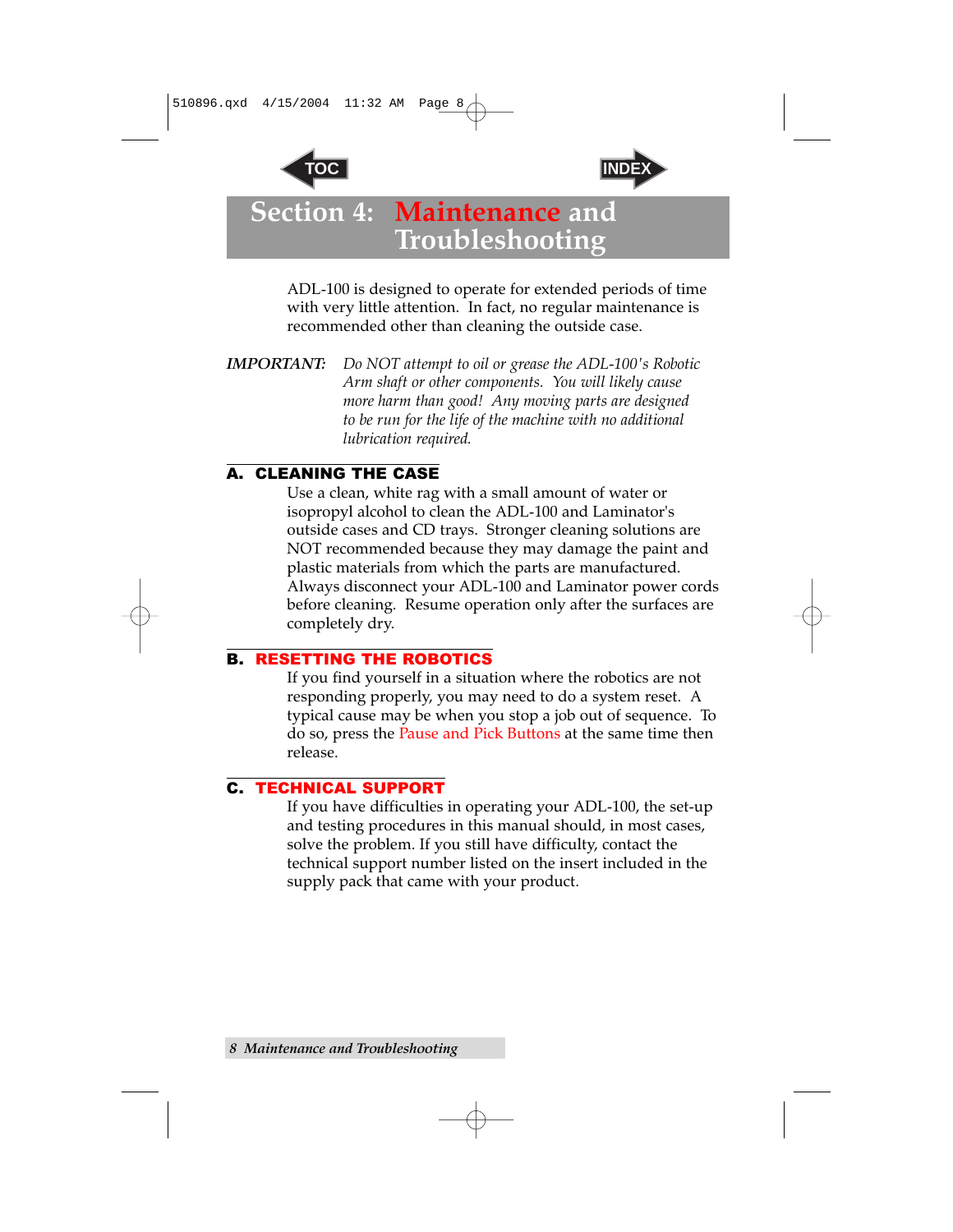# Section 4: Maintenance and Troubleshooting

ADL-100 is designed to operate for extended periods of time with very little attention. In fact, no regular maintenance is recommended other than cleaning the outside case.

***IMPORTANT:*** *Do NOT attempt to oil or grease the ADL-100's Robotic Arm shaft or other components. You will likely cause more harm than good! Any moving parts are designed to be run for the life of the machine with no additional lubrication required.*

## A. CLEANING THE CASE

Use a clean, white rag with a small amount of water or isopropyl alcohol to clean the ADL-100 and Laminator's outside cases and CD trays. Stronger cleaning solutions are NOT recommended because they may damage the paint and plastic materials from which the parts are manufactured. Always disconnect your ADL-100 and Laminator power cords before cleaning. Resume operation only after the surfaces are completely dry.

## B. RESETTING THE ROBOTICS

If you find yourself in a situation where the robotics are not responding properly, you may need to do a system reset. A typical cause may be when you stop a job out of sequence. To do so, press the Pause and Pick Buttons at the same time then release.

## C. TECHNICAL SUPPORT

If you have difficulties in operating your ADL-100, the set-up and testing procedures in this manual should, in most cases, solve the problem. If you still have difficulty, contact the technical support number listed on the insert included in the supply pack that came with your product.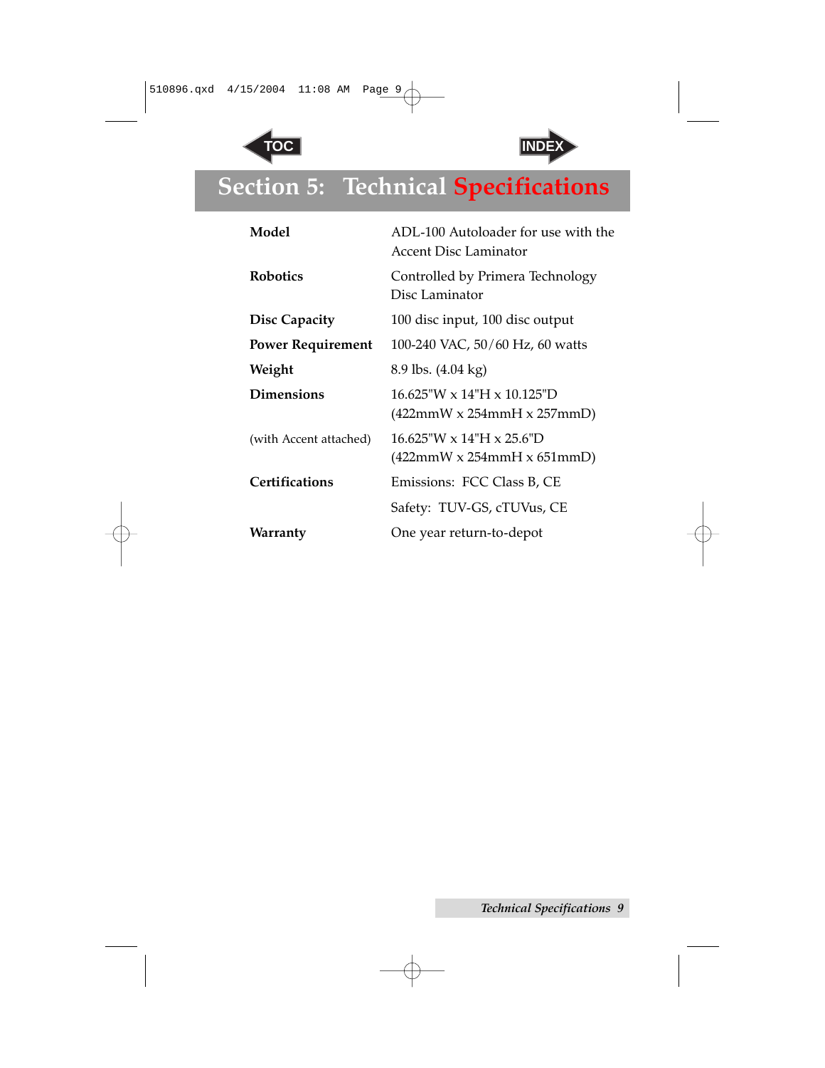# Section 5: Technical Specifications

| | |
|---|---|
| **Model** | ADL-100 Autoloader for use with the Accent Disc Laminator |
| **Robotics** | Controlled by Primera Technology Disc Laminator |
| **Disc Capacity** | 100 disc input, 100 disc output |
| **Power Requirement** | 100-240 VAC, 50/60 Hz, 60 watts |
| **Weight** | 8.9 lbs. (4.04 kg) |
| **Dimensions** | 16.625"W x 14"H x 10.125"D (422mmW x 254mmH x 257mmD) |
| (with Accent attached) | 16.625"W x 14"H x 25.6"D (422mmW x 254mmH x 651mmD) |
| **Certifications** | Emissions: FCC Class B, CE |
| | Safety: TUV-GS, cTUVus, CE |
| **Warranty** | One year return-to-depot |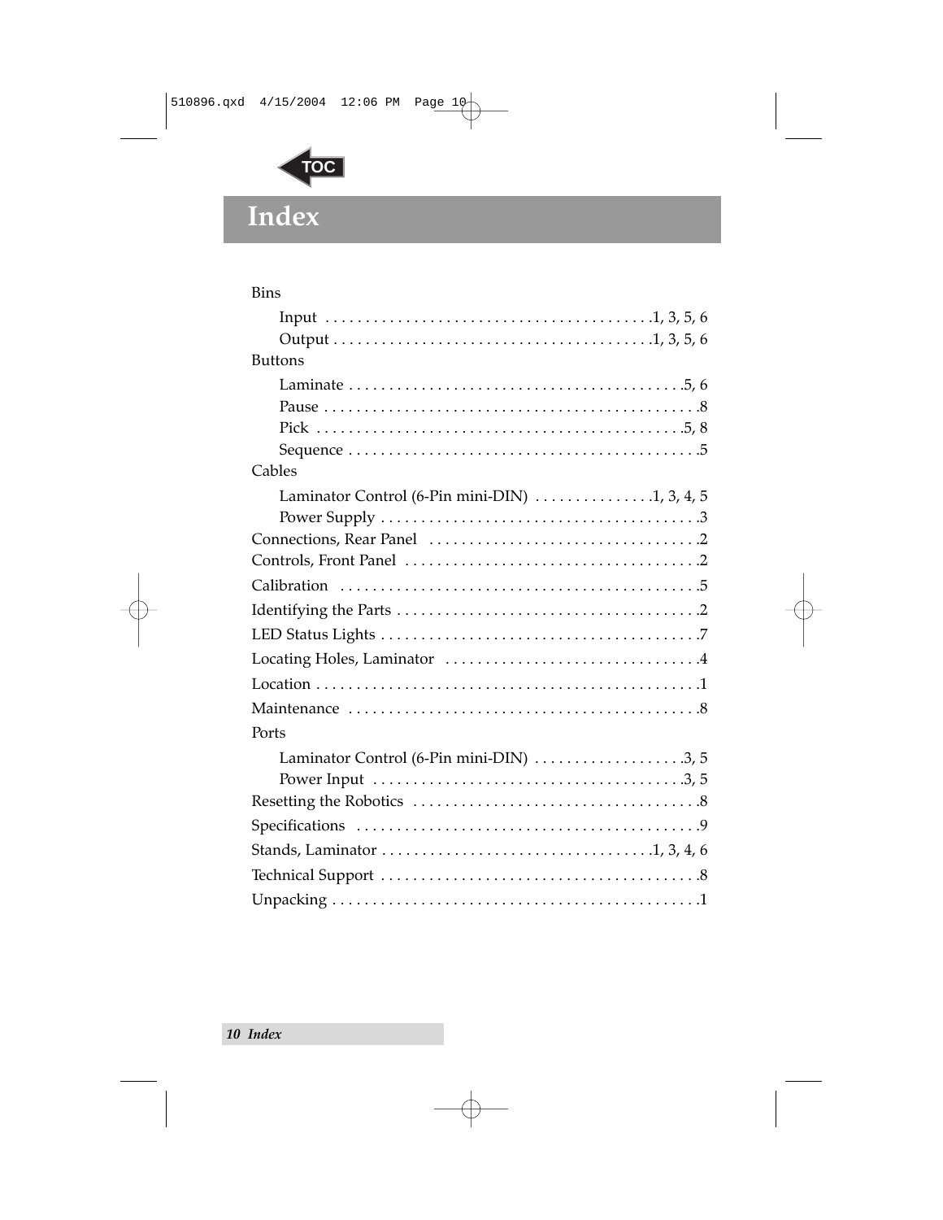# Index

- Bins
  - Input ........................................1, 3, 5, 6
  - Output ........................................1, 3, 5, 6
- Buttons
  - Laminate ........................................5, 6
  - Pause ........................................8
  - Pick ........................................5, 8
  - Sequence ........................................5
- Cables
  - Laminator Control (6-Pin mini-DIN) ...............1, 3, 4, 5
  - Power Supply ........................................3
- Connections, Rear Panel ........................................2
- Controls, Front Panel ........................................2
- Calibration ........................................5
- Identifying the Parts ........................................2
- LED Status Lights ........................................7
- Locating Holes, Laminator ........................................4
- Location ........................................1
- Maintenance ........................................8
- Ports
  - Laminator Control (6-Pin mini-DIN) ...................3, 5
  - Power Input ........................................3, 5
- Resetting the Robotics ........................................8
- Specifications ........................................9
- Stands, Laminator ........................................1, 3, 4, 6
- Technical Support ........................................8
- Unpacking ........................................1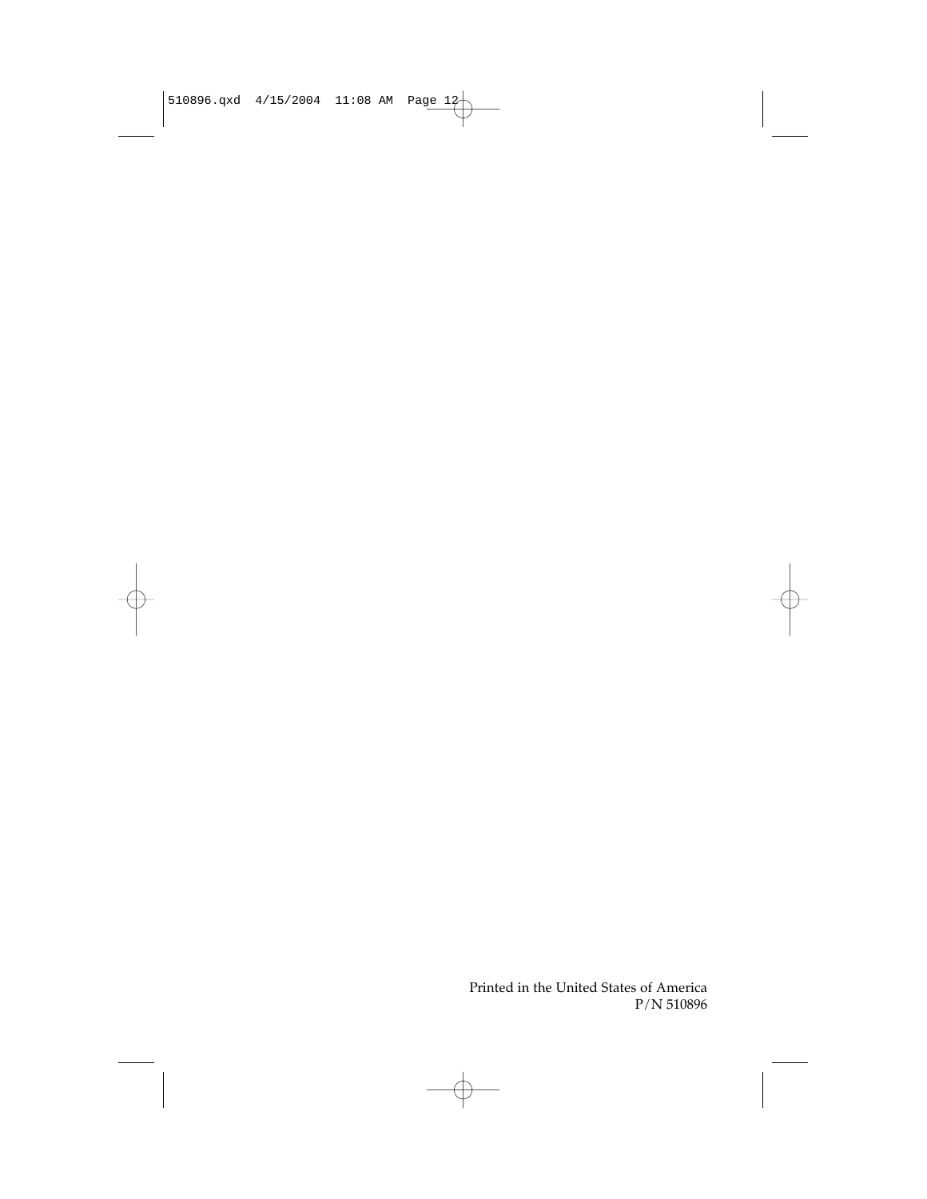Printed in the United States of America
P/N 510896